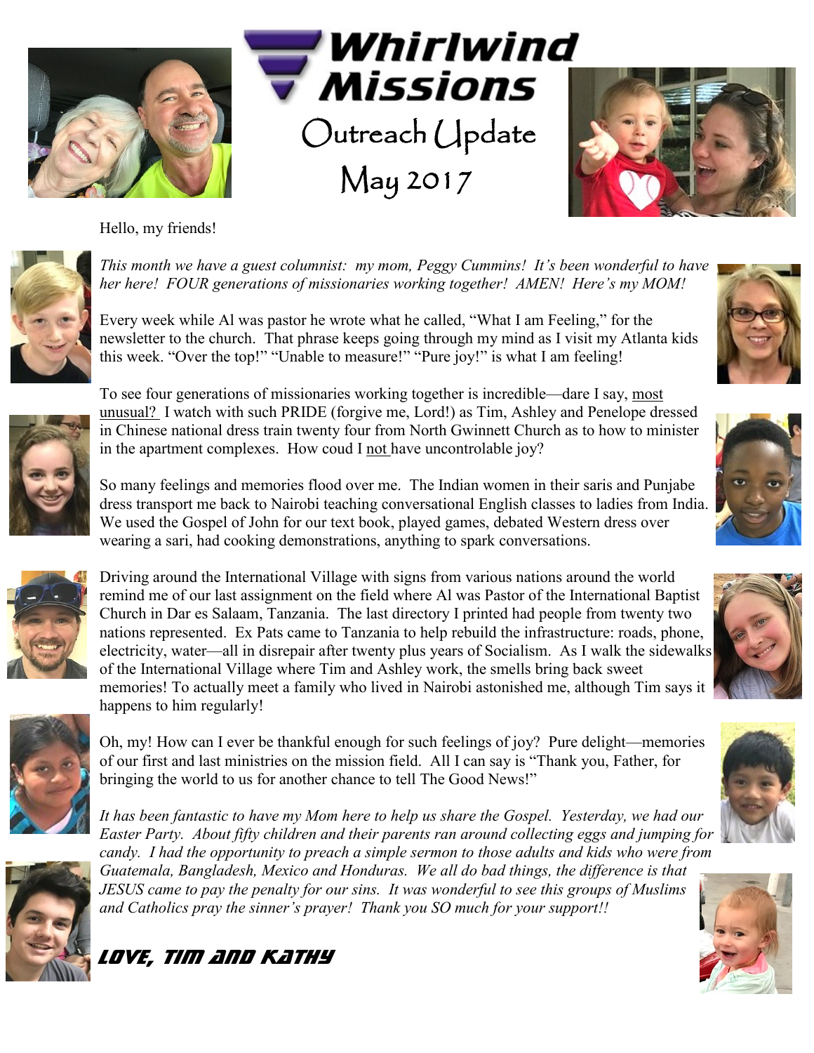# Whirlwind Missions

## Outreach Update

## May 2017

Hello, my friends!

*This month we have a guest columnist: my mom, Peggy Cummins! It's been wonderful to have her here! FOUR generations of missionaries working together! AMEN! Here's my MOM!*

Every week while Al was pastor he wrote what he called, "What I am Feeling," for the newsletter to the church. That phrase keeps going through my mind as I visit my Atlanta kids this week. "Over the top!" "Unable to measure!" "Pure joy!" is what I am feeling!

To see four generations of missionaries working together is incredible—dare I say, most unusual? I watch with such PRIDE (forgive me, Lord!) as Tim, Ashley and Penelope dressed in Chinese national dress train twenty four from North Gwinnett Church as to how to minister in the apartment complexes. How coud I not have uncontrolable joy?

So many feelings and memories flood over me. The Indian women in their saris and Punjabe dress transport me back to Nairobi teaching conversational English classes to ladies from India. We used the Gospel of John for our text book, played games, debated Western dress over wearing a sari, had cooking demonstrations, anything to spark conversations.

Driving around the International Village with signs from various nations around the world remind me of our last assignment on the field where Al was Pastor of the International Baptist Church in Dar es Salaam, Tanzania. The last directory I printed had people from twenty two nations represented. Ex Pats came to Tanzania to help rebuild the infrastructure: roads, phone, electricity, water—all in disrepair after twenty plus years of Socialism. As I walk the sidewalks of the International Village where Tim and Ashley work, the smells bring back sweet memories! To actually meet a family who lived in Nairobi astonished me, although Tim says it happens to him regularly!

Oh, my! How can I ever be thankful enough for such feelings of joy? Pure delight—memories of our first and last ministries on the mission field. All I can say is "Thank you, Father, for bringing the world to us for another chance to tell The Good News!"

*It has been fantastic to have my Mom here to help us share the Gospel. Yesterday, we had our Easter Party. About fifty children and their parents ran around collecting eggs and jumping for candy. I had the opportunity to preach a simple sermon to those adults and kids who were from Guatemala, Bangladesh, Mexico and Honduras. We all do bad things, the difference is that JESUS came to pay the penalty for our sins. It was wonderful to see this groups of Muslims and Catholics pray the sinner's prayer! Thank you SO much for your support!!*

***Love, Tim and Kathy***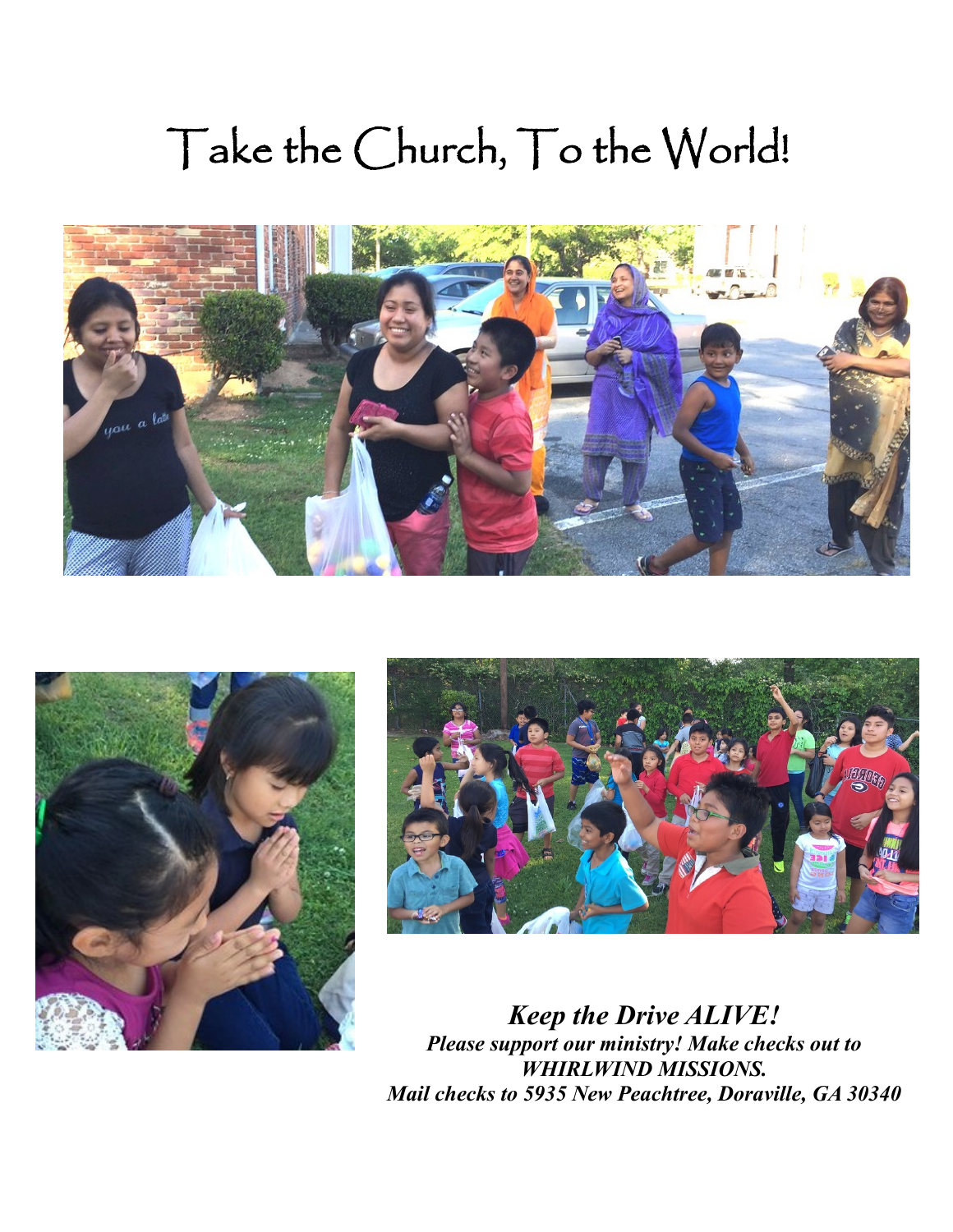# Take the Church, To the World!

***Keep the Drive ALIVE!***
***Please support our ministry! Make checks out to WHIRLWIND MISSIONS.***
***Mail checks to 5935 New Peachtree, Doraville, GA 30340***